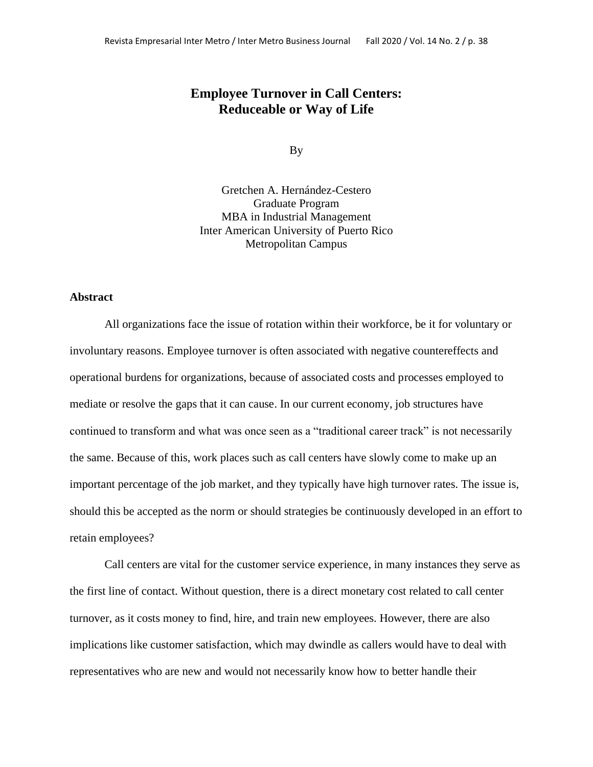# Employee Turnover in Call Centers: Reduceable or Way of Life

By

Gretchen A. Hernández-Cestero
Graduate Program
MBA in Industrial Management
Inter American University of Puerto Rico
Metropolitan Campus

## Abstract

All organizations face the issue of rotation within their workforce, be it for voluntary or involuntary reasons. Employee turnover is often associated with negative countereffects and operational burdens for organizations, because of associated costs and processes employed to mediate or resolve the gaps that it can cause. In our current economy, job structures have continued to transform and what was once seen as a "traditional career track" is not necessarily the same. Because of this, work places such as call centers have slowly come to make up an important percentage of the job market, and they typically have high turnover rates. The issue is, should this be accepted as the norm or should strategies be continuously developed in an effort to retain employees?

Call centers are vital for the customer service experience, in many instances they serve as the first line of contact. Without question, there is a direct monetary cost related to call center turnover, as it costs money to find, hire, and train new employees. However, there are also implications like customer satisfaction, which may dwindle as callers would have to deal with representatives who are new and would not necessarily know how to better handle their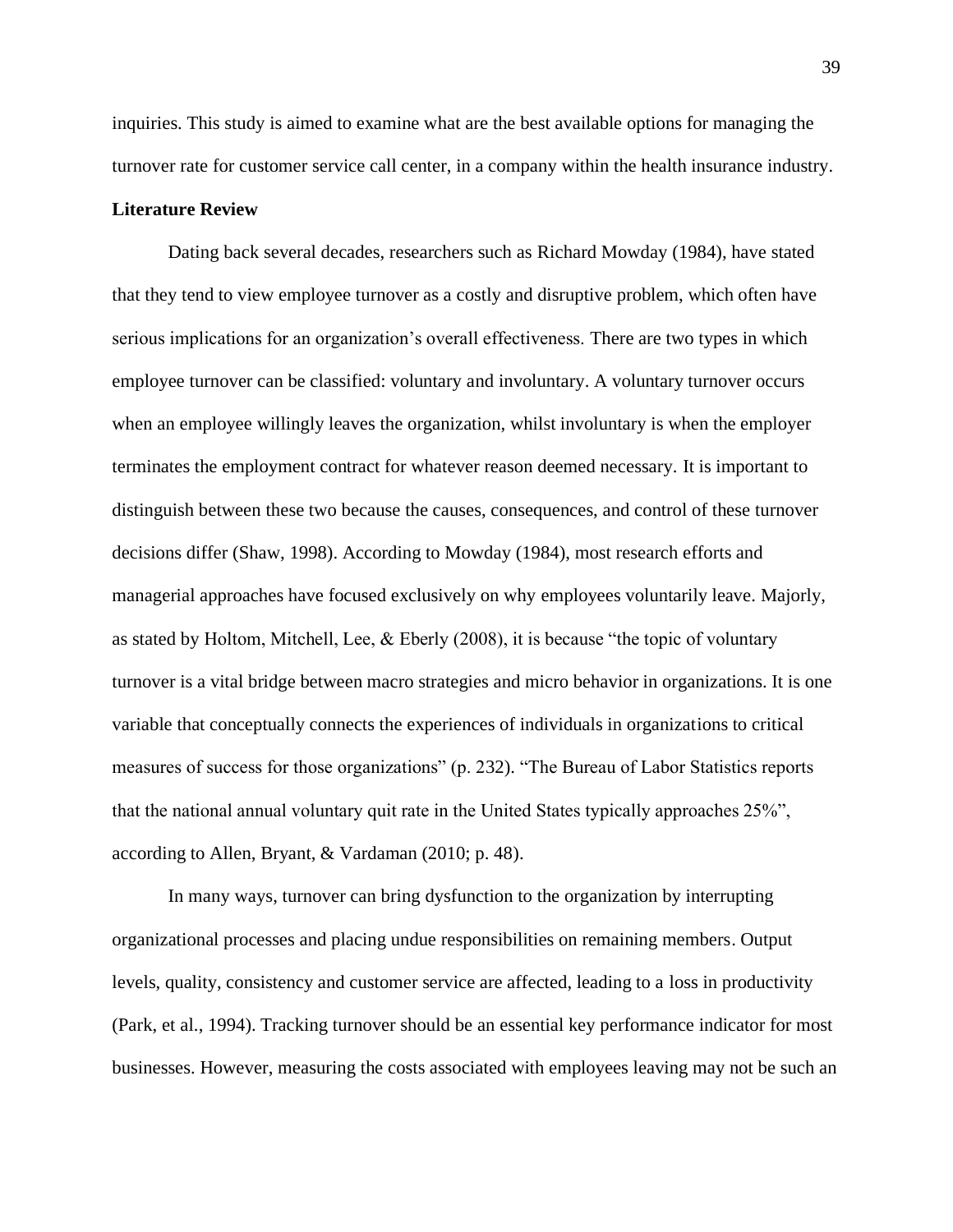inquiries. This study is aimed to examine what are the best available options for managing the turnover rate for customer service call center, in a company within the health insurance industry.

**Literature Review**

Dating back several decades, researchers such as Richard Mowday (1984), have stated that they tend to view employee turnover as a costly and disruptive problem, which often have serious implications for an organization's overall effectiveness. There are two types in which employee turnover can be classified: voluntary and involuntary. A voluntary turnover occurs when an employee willingly leaves the organization, whilst involuntary is when the employer terminates the employment contract for whatever reason deemed necessary. It is important to distinguish between these two because the causes, consequences, and control of these turnover decisions differ (Shaw, 1998). According to Mowday (1984), most research efforts and managerial approaches have focused exclusively on why employees voluntarily leave. Majorly, as stated by Holtom, Mitchell, Lee, & Eberly (2008), it is because "the topic of voluntary turnover is a vital bridge between macro strategies and micro behavior in organizations. It is one variable that conceptually connects the experiences of individuals in organizations to critical measures of success for those organizations" (p. 232). "The Bureau of Labor Statistics reports that the national annual voluntary quit rate in the United States typically approaches 25%", according to Allen, Bryant, & Vardaman (2010; p. 48).

In many ways, turnover can bring dysfunction to the organization by interrupting organizational processes and placing undue responsibilities on remaining members. Output levels, quality, consistency and customer service are affected, leading to a loss in productivity (Park, et al., 1994). Tracking turnover should be an essential key performance indicator for most businesses. However, measuring the costs associated with employees leaving may not be such an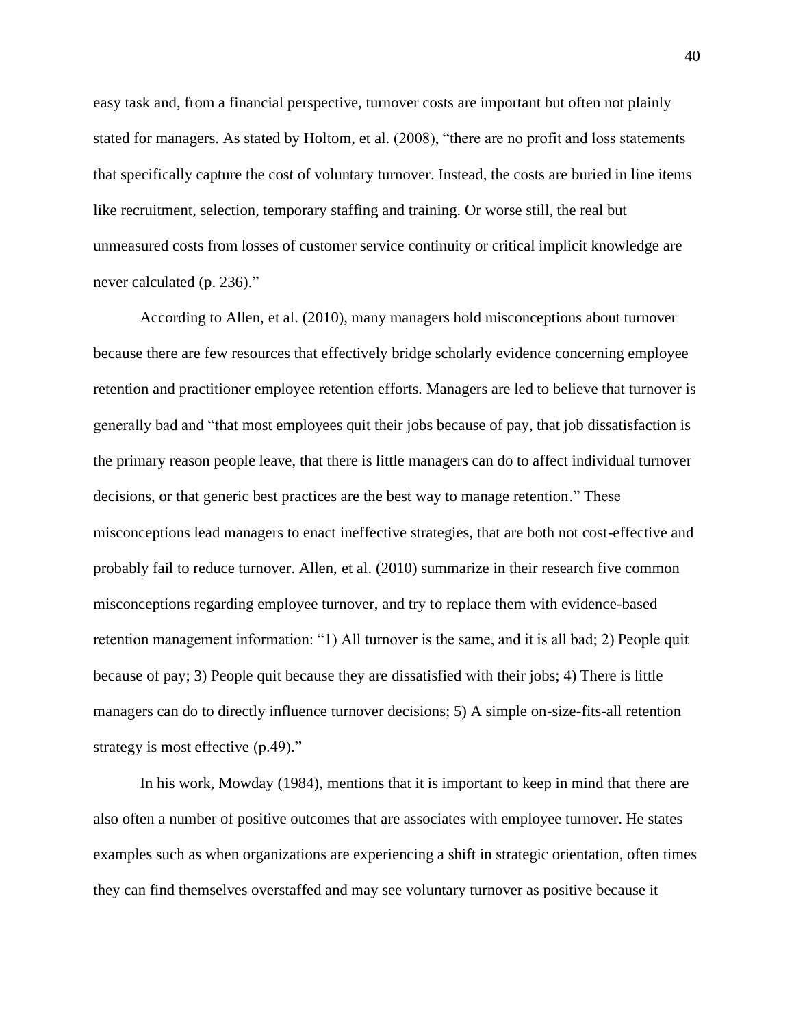easy task and, from a financial perspective, turnover costs are important but often not plainly stated for managers. As stated by Holtom, et al. (2008), "there are no profit and loss statements that specifically capture the cost of voluntary turnover. Instead, the costs are buried in line items like recruitment, selection, temporary staffing and training. Or worse still, the real but unmeasured costs from losses of customer service continuity or critical implicit knowledge are never calculated (p. 236)."

According to Allen, et al. (2010), many managers hold misconceptions about turnover because there are few resources that effectively bridge scholarly evidence concerning employee retention and practitioner employee retention efforts. Managers are led to believe that turnover is generally bad and "that most employees quit their jobs because of pay, that job dissatisfaction is the primary reason people leave, that there is little managers can do to affect individual turnover decisions, or that generic best practices are the best way to manage retention." These misconceptions lead managers to enact ineffective strategies, that are both not cost-effective and probably fail to reduce turnover. Allen, et al. (2010) summarize in their research five common misconceptions regarding employee turnover, and try to replace them with evidence-based retention management information: "1) All turnover is the same, and it is all bad; 2) People quit because of pay; 3) People quit because they are dissatisfied with their jobs; 4) There is little managers can do to directly influence turnover decisions; 5) A simple on-size-fits-all retention strategy is most effective (p.49)."

In his work, Mowday (1984), mentions that it is important to keep in mind that there are also often a number of positive outcomes that are associates with employee turnover. He states examples such as when organizations are experiencing a shift in strategic orientation, often times they can find themselves overstaffed and may see voluntary turnover as positive because it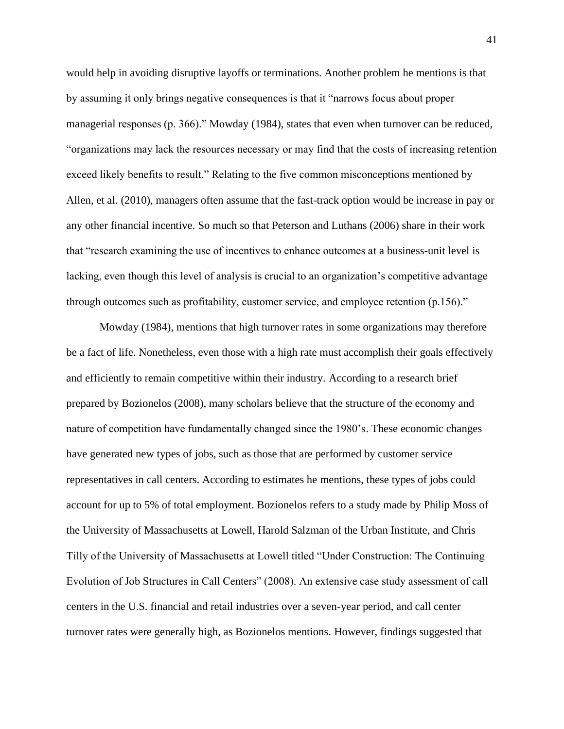would help in avoiding disruptive layoffs or terminations. Another problem he mentions is that by assuming it only brings negative consequences is that it "narrows focus about proper managerial responses (p. 366)." Mowday (1984), states that even when turnover can be reduced, "organizations may lack the resources necessary or may find that the costs of increasing retention exceed likely benefits to result." Relating to the five common misconceptions mentioned by Allen, et al. (2010), managers often assume that the fast-track option would be increase in pay or any other financial incentive. So much so that Peterson and Luthans (2006) share in their work that "research examining the use of incentives to enhance outcomes at a business-unit level is lacking, even though this level of analysis is crucial to an organization's competitive advantage through outcomes such as profitability, customer service, and employee retention (p.156)."

Mowday (1984), mentions that high turnover rates in some organizations may therefore be a fact of life. Nonetheless, even those with a high rate must accomplish their goals effectively and efficiently to remain competitive within their industry. According to a research brief prepared by Bozionelos (2008), many scholars believe that the structure of the economy and nature of competition have fundamentally changed since the 1980's. These economic changes have generated new types of jobs, such as those that are performed by customer service representatives in call centers. According to estimates he mentions, these types of jobs could account for up to 5% of total employment. Bozionelos refers to a study made by Philip Moss of the University of Massachusetts at Lowell, Harold Salzman of the Urban Institute, and Chris Tilly of the University of Massachusetts at Lowell titled "Under Construction: The Continuing Evolution of Job Structures in Call Centers" (2008). An extensive case study assessment of call centers in the U.S. financial and retail industries over a seven-year period, and call center turnover rates were generally high, as Bozionelos mentions. However, findings suggested that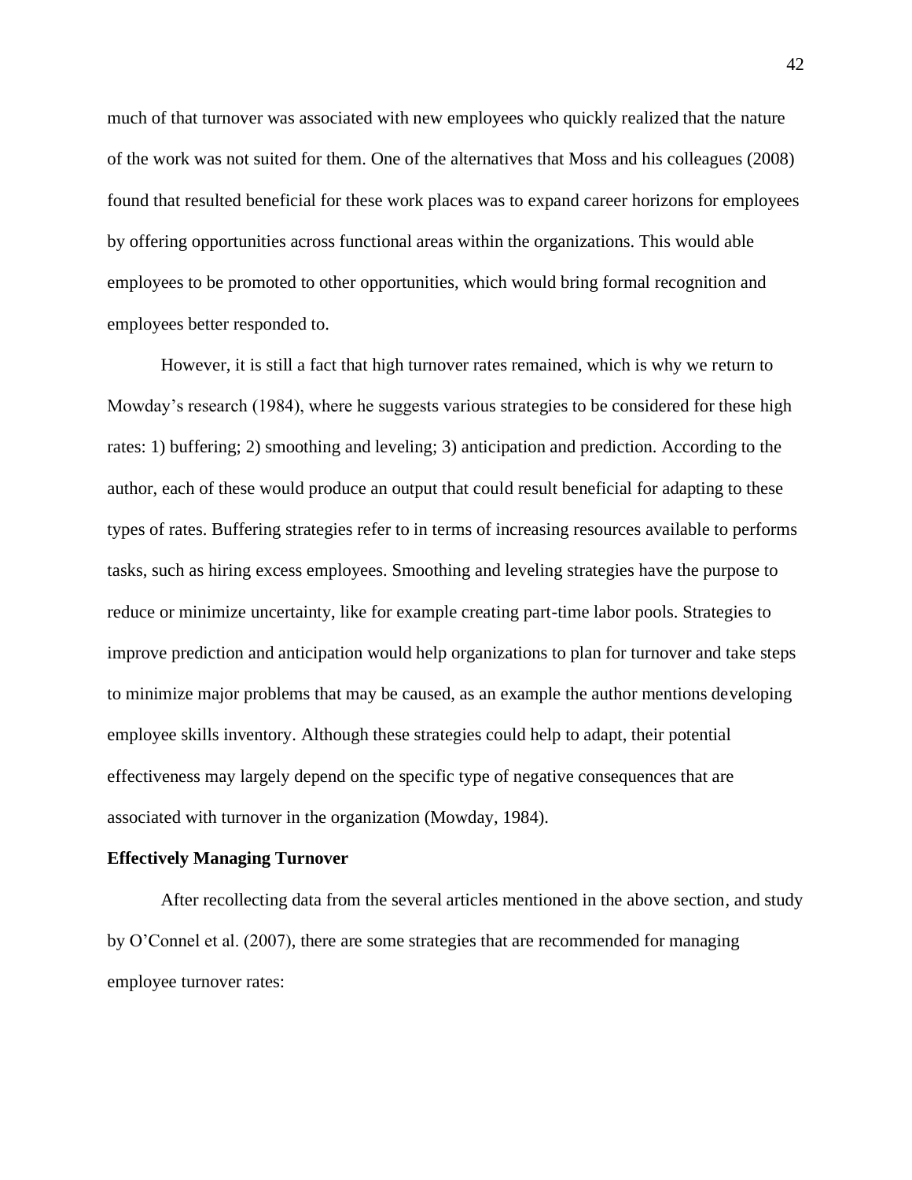much of that turnover was associated with new employees who quickly realized that the nature of the work was not suited for them. One of the alternatives that Moss and his colleagues (2008) found that resulted beneficial for these work places was to expand career horizons for employees by offering opportunities across functional areas within the organizations. This would able employees to be promoted to other opportunities, which would bring formal recognition and employees better responded to.

However, it is still a fact that high turnover rates remained, which is why we return to Mowday's research (1984), where he suggests various strategies to be considered for these high rates: 1) buffering; 2) smoothing and leveling; 3) anticipation and prediction. According to the author, each of these would produce an output that could result beneficial for adapting to these types of rates. Buffering strategies refer to in terms of increasing resources available to performs tasks, such as hiring excess employees. Smoothing and leveling strategies have the purpose to reduce or minimize uncertainty, like for example creating part-time labor pools. Strategies to improve prediction and anticipation would help organizations to plan for turnover and take steps to minimize major problems that may be caused, as an example the author mentions developing employee skills inventory. Although these strategies could help to adapt, their potential effectiveness may largely depend on the specific type of negative consequences that are associated with turnover in the organization (Mowday, 1984).

**Effectively Managing Turnover**

After recollecting data from the several articles mentioned in the above section, and study by O'Connel et al. (2007), there are some strategies that are recommended for managing employee turnover rates: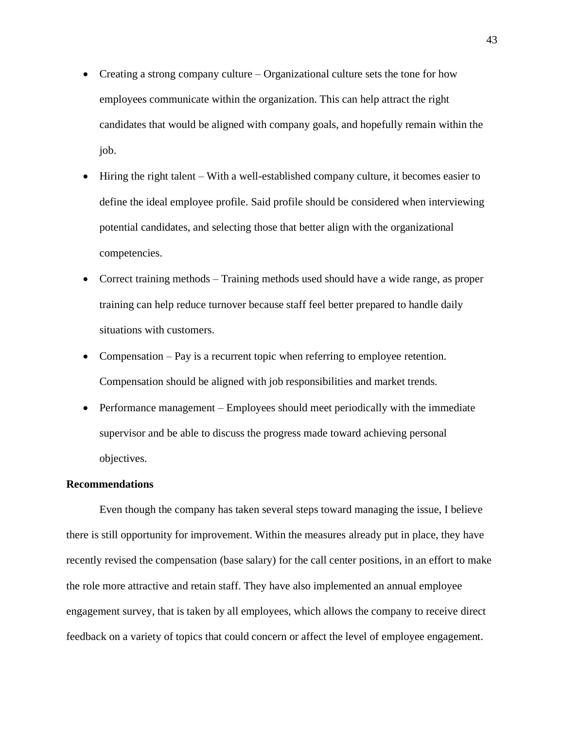- Creating a strong company culture – Organizational culture sets the tone for how employees communicate within the organization. This can help attract the right candidates that would be aligned with company goals, and hopefully remain within the job.
- Hiring the right talent – With a well-established company culture, it becomes easier to define the ideal employee profile. Said profile should be considered when interviewing potential candidates, and selecting those that better align with the organizational competencies.
- Correct training methods – Training methods used should have a wide range, as proper training can help reduce turnover because staff feel better prepared to handle daily situations with customers.
- Compensation – Pay is a recurrent topic when referring to employee retention. Compensation should be aligned with job responsibilities and market trends.
- Performance management – Employees should meet periodically with the immediate supervisor and be able to discuss the progress made toward achieving personal objectives.

**Recommendations**

Even though the company has taken several steps toward managing the issue, I believe there is still opportunity for improvement. Within the measures already put in place, they have recently revised the compensation (base salary) for the call center positions, in an effort to make the role more attractive and retain staff. They have also implemented an annual employee engagement survey, that is taken by all employees, which allows the company to receive direct feedback on a variety of topics that could concern or affect the level of employee engagement.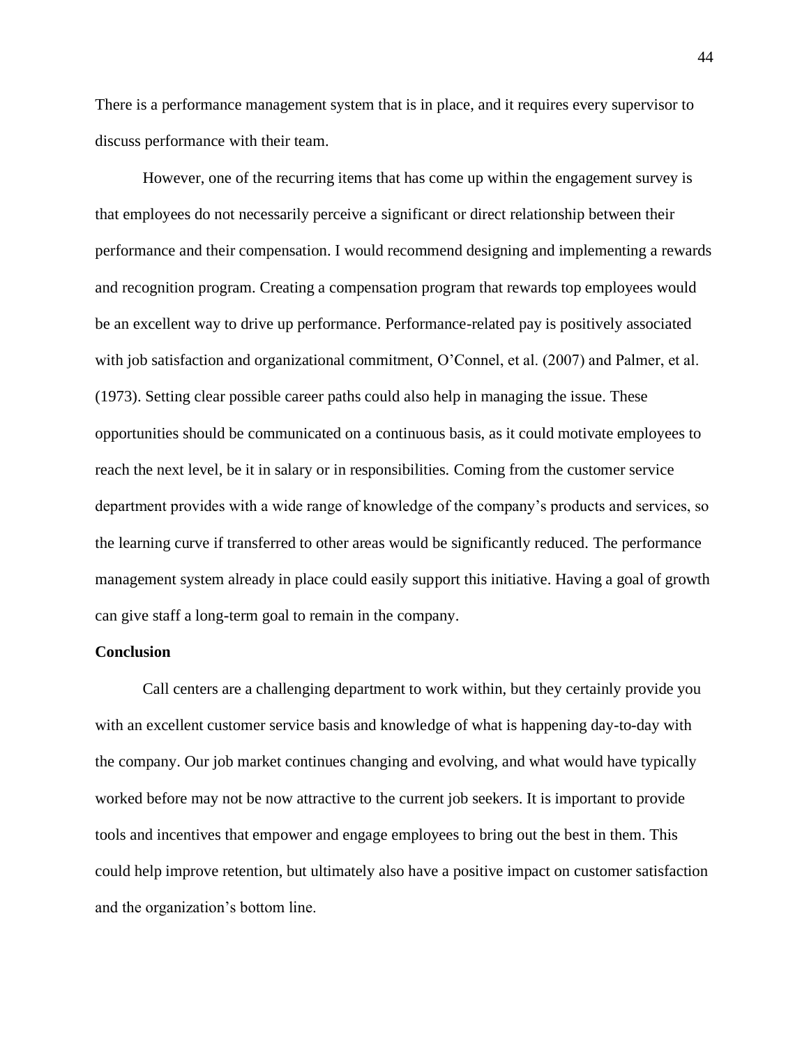There is a performance management system that is in place, and it requires every supervisor to discuss performance with their team.

However, one of the recurring items that has come up within the engagement survey is that employees do not necessarily perceive a significant or direct relationship between their performance and their compensation. I would recommend designing and implementing a rewards and recognition program. Creating a compensation program that rewards top employees would be an excellent way to drive up performance. Performance-related pay is positively associated with job satisfaction and organizational commitment, O'Connel, et al. (2007) and Palmer, et al. (1973). Setting clear possible career paths could also help in managing the issue. These opportunities should be communicated on a continuous basis, as it could motivate employees to reach the next level, be it in salary or in responsibilities. Coming from the customer service department provides with a wide range of knowledge of the company's products and services, so the learning curve if transferred to other areas would be significantly reduced. The performance management system already in place could easily support this initiative. Having a goal of growth can give staff a long-term goal to remain in the company.

**Conclusion**

Call centers are a challenging department to work within, but they certainly provide you with an excellent customer service basis and knowledge of what is happening day-to-day with the company. Our job market continues changing and evolving, and what would have typically worked before may not be now attractive to the current job seekers. It is important to provide tools and incentives that empower and engage employees to bring out the best in them. This could help improve retention, but ultimately also have a positive impact on customer satisfaction and the organization's bottom line.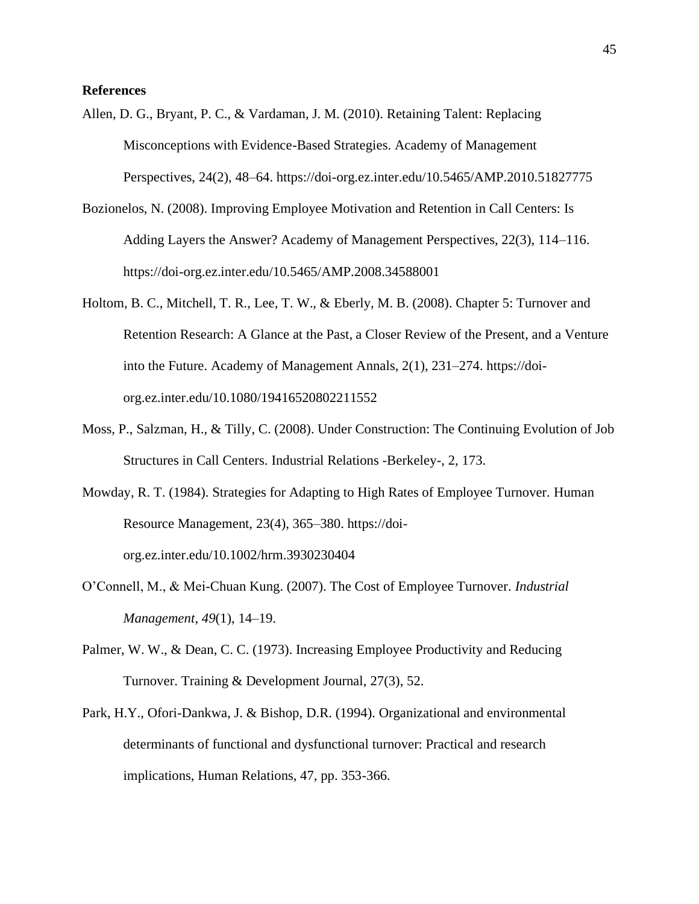**References**

Allen, D. G., Bryant, P. C., & Vardaman, J. M. (2010). Retaining Talent: Replacing Misconceptions with Evidence-Based Strategies. Academy of Management Perspectives, 24(2), 48–64. https://doi-org.ez.inter.edu/10.5465/AMP.2010.51827775

Bozionelos, N. (2008). Improving Employee Motivation and Retention in Call Centers: Is Adding Layers the Answer? Academy of Management Perspectives, 22(3), 114–116. https://doi-org.ez.inter.edu/10.5465/AMP.2008.34588001

Holtom, B. C., Mitchell, T. R., Lee, T. W., & Eberly, M. B. (2008). Chapter 5: Turnover and Retention Research: A Glance at the Past, a Closer Review of the Present, and a Venture into the Future. Academy of Management Annals, 2(1), 231–274. https://doi-org.ez.inter.edu/10.1080/19416520802211552

Moss, P., Salzman, H., & Tilly, C. (2008). Under Construction: The Continuing Evolution of Job Structures in Call Centers. Industrial Relations -Berkeley-, 2, 173.

Mowday, R. T. (1984). Strategies for Adapting to High Rates of Employee Turnover. Human Resource Management, 23(4), 365–380. https://doi-org.ez.inter.edu/10.1002/hrm.3930230404

O'Connell, M., & Mei-Chuan Kung. (2007). The Cost of Employee Turnover. *Industrial Management*, *49*(1), 14–19.

Palmer, W. W., & Dean, C. C. (1973). Increasing Employee Productivity and Reducing Turnover. Training & Development Journal, 27(3), 52.

Park, H.Y., Ofori-Dankwa, J. & Bishop, D.R. (1994). Organizational and environmental determinants of functional and dysfunctional turnover: Practical and research implications, Human Relations, 47, pp. 353-366.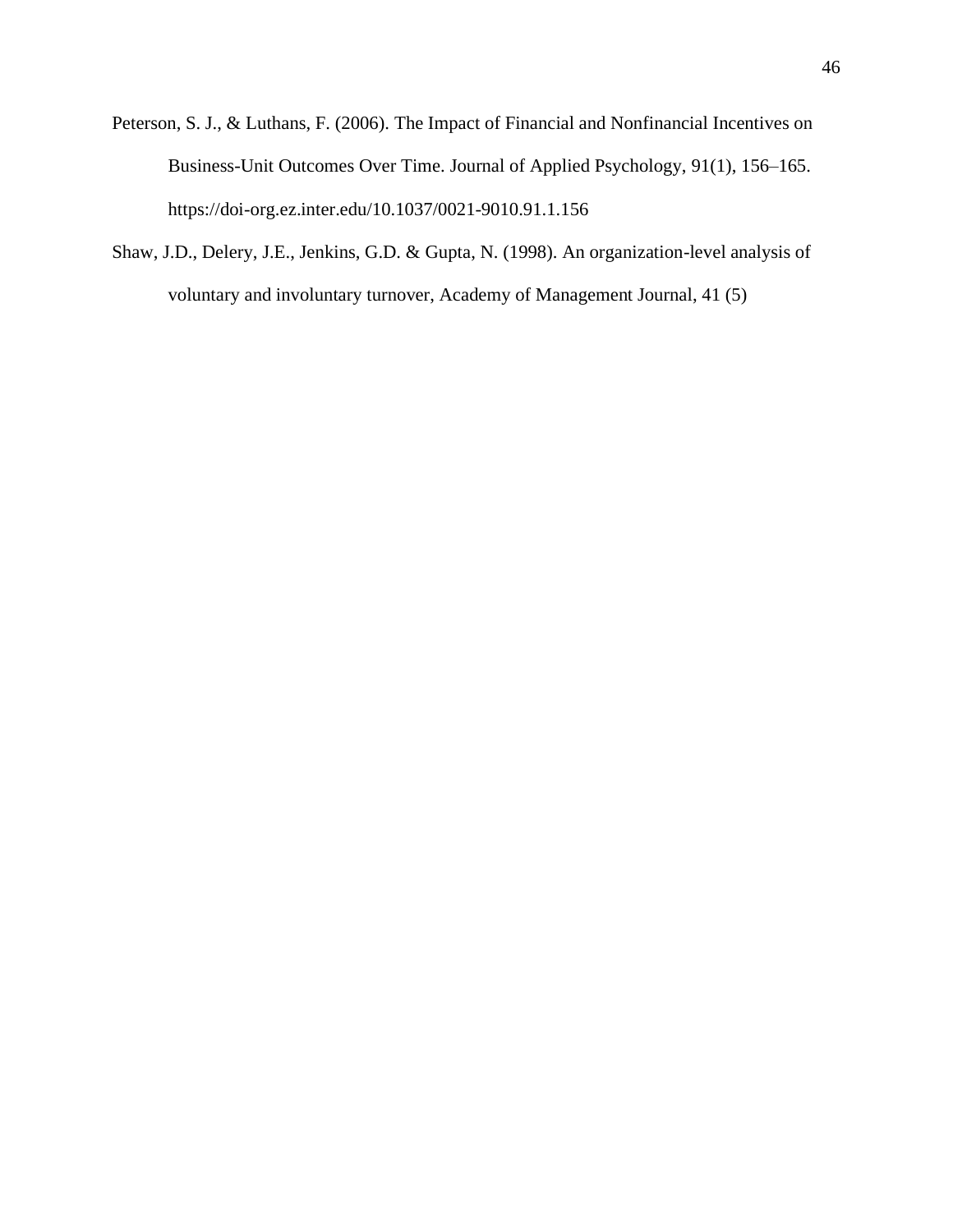Peterson, S. J., & Luthans, F. (2006). The Impact of Financial and Nonfinancial Incentives on Business-Unit Outcomes Over Time. Journal of Applied Psychology, 91(1), 156–165. https://doi-org.ez.inter.edu/10.1037/0021-9010.91.1.156

Shaw, J.D., Delery, J.E., Jenkins, G.D. & Gupta, N. (1998). An organization-level analysis of voluntary and involuntary turnover, Academy of Management Journal, 41 (5)